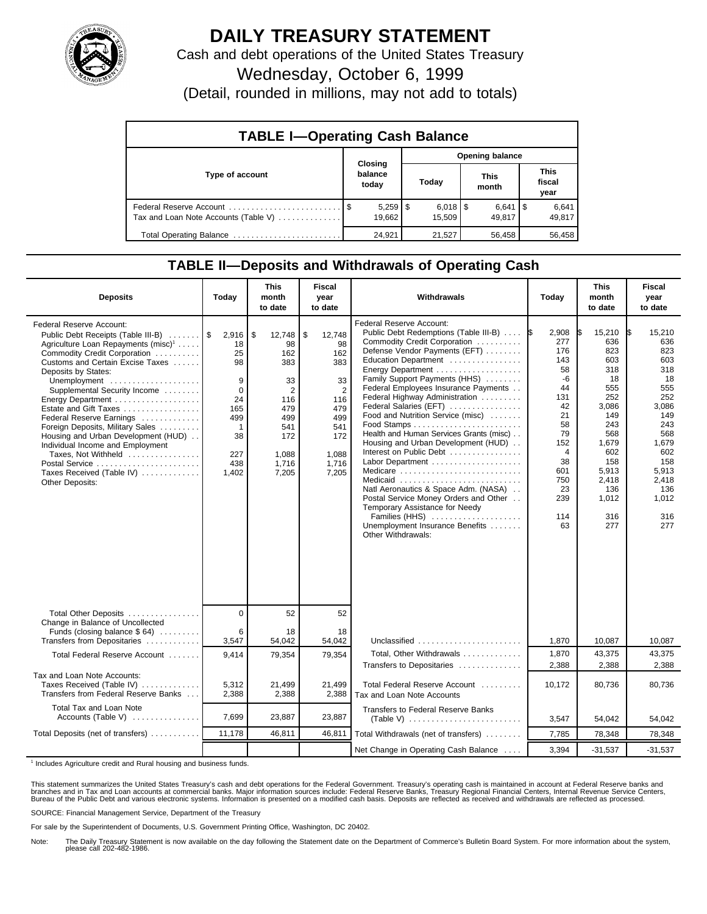# DAILY TREASURY STATEMENT

Cash and debt operations of the United States Treasury

Wednesday, October 6, 1999

(Detail, rounded in millions, may not add to totals)

## TABLE I—Operating Cash Balance

| Type of account | Closing balance today | Opening balance Today | This month | This fiscal year |
|---|---|---|---|---|
| Federal Reserve Account | $ 5,259 | $ 6,018 | $ 6,641 | $ 6,641 |
| Tax and Loan Note Accounts (Table V) | 19,662 | 15,509 | 49,817 | 49,817 |
| Total Operating Balance | 24,921 | 21,527 | 56,458 | 56,458 |

## TABLE II—Deposits and Withdrawals of Operating Cash

| Deposits | Today | This month to date | Fiscal year to date |
|---|---|---|---|
| Federal Reserve Account: | | | |
| Public Debt Receipts (Table III-B) | $ 2,916 | $ 12,748 | $ 12,748 |
| Agriculture Loan Repayments (misc)[1] | 18 | 98 | 98 |
| Commodity Credit Corporation | 25 | 162 | 162 |
| Customs and Certain Excise Taxes | 98 | 383 | 383 |
| Deposits by States: | | | |
| Unemployment | 9 | 33 | 33 |
| Supplemental Security Income | 0 | 2 | 2 |
| Energy Department | 24 | 116 | 116 |
| Estate and Gift Taxes | 165 | 479 | 479 |
| Federal Reserve Earnings | 499 | 499 | 499 |
| Foreign Deposits, Military Sales | 1 | 541 | 541 |
| Housing and Urban Development (HUD) | 38 | 172 | 172 |
| Individual Income and Employment Taxes, Not Withheld | 227 | 1,088 | 1,088 |
| Postal Service | 438 | 1,716 | 1,716 |
| Taxes Received (Table IV) | 1,402 | 7,205 | 7,205 |
| Other Deposits: | | | |
| Total Other Deposits | 0 | 52 | 52 |
| Change in Balance of Uncollected Funds (closing balance $ 64) | 6 | 18 | 18 |
| Transfers from Depositaries | 3,547 | 54,042 | 54,042 |
| Total Federal Reserve Account | 9,414 | 79,354 | 79,354 |
| Tax and Loan Note Accounts: | | | |
| Taxes Received (Table IV) | 5,312 | 21,499 | 21,499 |
| Transfers from Federal Reserve Banks | 2,388 | 2,388 | 2,388 |
| Total Tax and Loan Note Accounts (Table V) | 7,699 | 23,887 | 23,887 |
| Total Deposits (net of transfers) | 11,178 | 46,811 | 46,811 |

| Withdrawals | Today | This month to date | Fiscal year to date |
|---|---|---|---|
| Federal Reserve Account: | | | |
| Public Debt Redemptions (Table III-B) | $ 2,908 | $ 15,210 | $ 15,210 |
| Commodity Credit Corporation | 277 | 636 | 636 |
| Defense Vendor Payments (EFT) | 176 | 823 | 823 |
| Education Department | 143 | 603 | 603 |
| Energy Department | 58 | 318 | 318 |
| Family Support Payments (HHS) | -6 | 18 | 18 |
| Federal Employees Insurance Payments | 44 | 555 | 555 |
| Federal Highway Administration | 131 | 252 | 252 |
| Federal Salaries (EFT) | 42 | 3,086 | 3,086 |
| Food and Nutrition Service (misc) | 21 | 149 | 149 |
| Food Stamps | 58 | 243 | 243 |
| Health and Human Services Grants (misc) | 79 | 568 | 568 |
| Housing and Urban Development (HUD) | 152 | 1,679 | 1,679 |
| Interest on Public Debt | 4 | 602 | 602 |
| Labor Department | 38 | 158 | 158 |
| Medicare | 601 | 5,913 | 5,913 |
| Medicaid | 750 | 2,418 | 2,418 |
| Natl Aeronautics & Space Adm. (NASA) | 23 | 136 | 136 |
| Postal Service Money Orders and Other | 239 | 1,012 | 1,012 |
| Temporary Assistance for Needy Families (HHS) | 114 | 316 | 316 |
| Unemployment Insurance Benefits | 63 | 277 | 277 |
| Other Withdrawals: | | | |
| Unclassified | 1,870 | 10,087 | 10,087 |
| Total, Other Withdrawals | 1,870 | 43,375 | 43,375 |
| Transfers to Depositaries | 2,388 | 2,388 | 2,388 |
| Total Federal Reserve Account | 10,172 | 80,736 | 80,736 |
| Tax and Loan Note Accounts | | | |
| Transfers to Federal Reserve Banks (Table V) | 3,547 | 54,042 | 54,042 |
| Total Withdrawals (net of transfers) | 7,785 | 78,348 | 78,348 |
| Net Change in Operating Cash Balance | 3,394 | -31,537 | -31,537 |

[1] Includes Agriculture credit and Rural housing and business funds.

This statement summarizes the United States Treasury's cash and debt operations for the Federal Government. Treasury's operating cash is maintained in account at Federal Reserve banks and branches and in Tax and Loan accounts at commercial banks. Major information sources include: Federal Reserve Banks, Treasury Regional Financial Centers, Internal Revenue Service Centers, Bureau of the Public Debt and various electronic systems. Information is presented on a modified cash basis. Deposits are reflected as received and withdrawals are reflected as processed.

SOURCE: Financial Management Service, Department of the Treasury

For sale by the Superintendent of Documents, U.S. Government Printing Office, Washington, DC 20402.

Note: The Daily Treasury Statement is now available on the day following the Statement date on the Department of Commerce's Bulletin Board System. For more information about the system, please call 202-482-1986.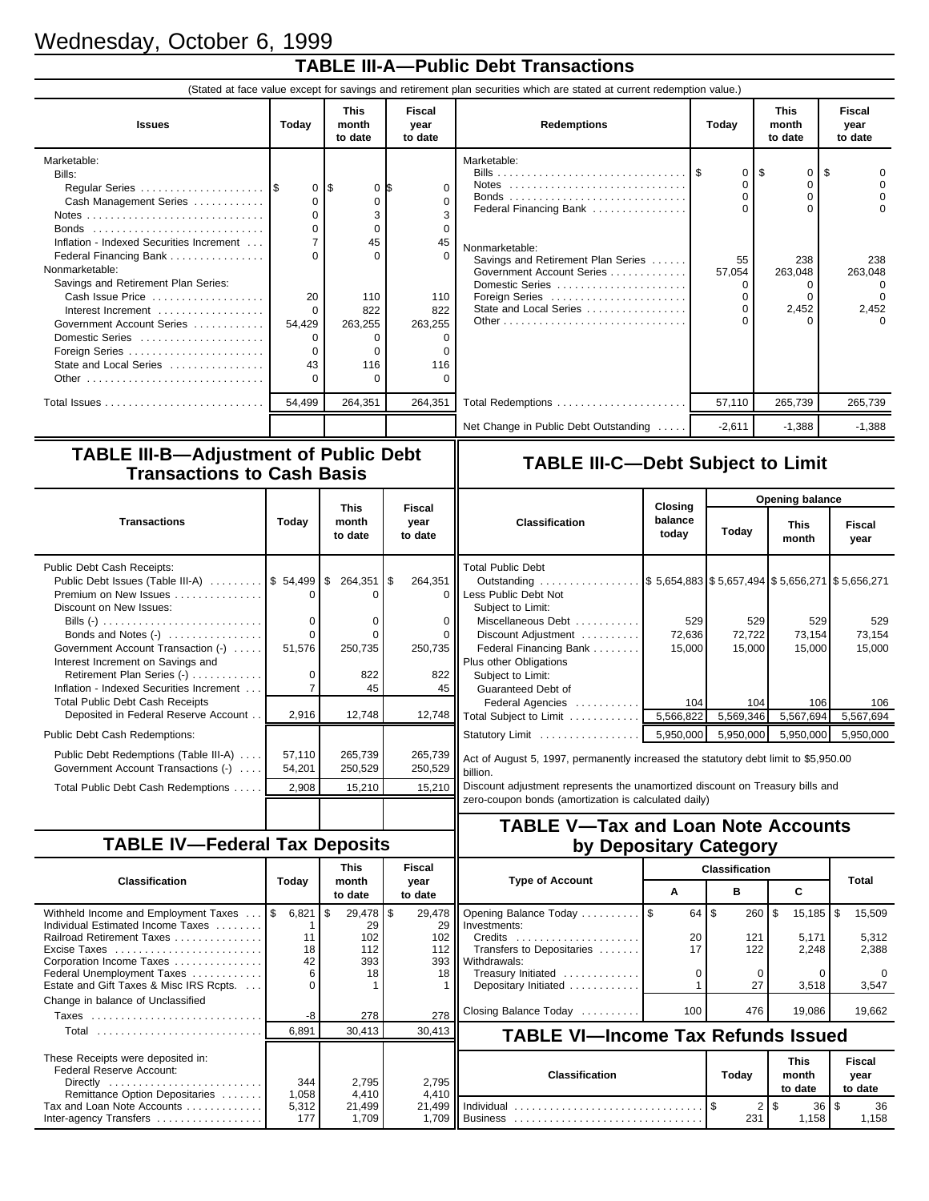Wednesday, October 6, 1999

## TABLE III-A—Public Debt Transactions

(Stated at face value except for savings and retirement plan securities which are stated at current redemption value.)

| Issues | Today | This month to date | Fiscal year to date |
|---|---|---|---|
| Marketable: | | | |
| Bills: | | | |
| Regular Series | $ 0 | $ 0 | $ 0 |
| Cash Management Series | 0 | 0 | 0 |
| Notes | 0 | 3 | 3 |
| Bonds | 0 | 0 | 0 |
| Inflation - Indexed Securities Increment | 7 | 45 | 45 |
| Federal Financing Bank | 0 | 0 | 0 |
| Nonmarketable: | | | |
| Savings and Retirement Plan Series: | | | |
| Cash Issue Price | 20 | 110 | 110 |
| Interest Increment | 0 | 822 | 822 |
| Government Account Series | 54,429 | 263,255 | 263,255 |
| Domestic Series | 0 | 0 | 0 |
| Foreign Series | 0 | 0 | 0 |
| State and Local Series | 43 | 116 | 116 |
| Other | 0 | 0 | 0 |
| Total Issues | 54,499 | 264,351 | 264,351 |

| Redemptions | Today | This month to date | Fiscal year to date |
|---|---|---|---|
| Marketable: | | | |
| Bills | $ 0 | $ 0 | $ 0 |
| Notes | 0 | 0 | 0 |
| Bonds | 0 | 0 | 0 |
| Federal Financing Bank | 0 | 0 | 0 |
| Nonmarketable: | | | |
| Savings and Retirement Plan Series | 55 | 238 | 238 |
| Government Account Series | 57,054 | 263,048 | 263,048 |
| Domestic Series | 0 | 0 | 0 |
| Foreign Series | 0 | 0 | 0 |
| State and Local Series | 0 | 2,452 | 2,452 |
| Other | 0 | 0 | 0 |
| Total Redemptions | 57,110 | 265,739 | 265,739 |
| Net Change in Public Debt Outstanding | -2,611 | -1,388 | -1,388 |

## TABLE III-B—Adjustment of Public Debt Transactions to Cash Basis

| Transactions | Today | This month to date | Fiscal year to date |
|---|---|---|---|
| Public Debt Cash Receipts: | | | |
| Public Debt Issues (Table III-A) | $ 54,499 | $ 264,351 | $ 264,351 |
| Premium on New Issues | 0 | 0 | 0 |
| Discount on New Issues: | | | |
| Bills (-) | 0 | 0 | 0 |
| Bonds and Notes (-) | 0 | 0 | 0 |
| Government Account Transaction (-) | 51,576 | 250,735 | 250,735 |
| Interest Increment on Savings and Retirement Plan Series (-) | 0 | 822 | 822 |
| Inflation - Indexed Securities Increment | 7 | 45 | 45 |
| Total Public Debt Cash Receipts Deposited in Federal Reserve Account | 2,916 | 12,748 | 12,748 |
| Public Debt Cash Redemptions: | | | |
| Public Debt Redemptions (Table III-A) | 57,110 | 265,739 | 265,739 |
| Government Account Transactions (-) | 54,201 | 250,529 | 250,529 |
| Total Public Debt Cash Redemptions | 2,908 | 15,210 | 15,210 |

## TABLE III-C—Debt Subject to Limit

| Classification | Closing balance today | Opening balance Today | Opening balance This month | Opening balance Fiscal year |
|---|---|---|---|---|
| Total Public Debt Outstanding | $ 5,654,883 | $ 5,657,494 | $ 5,656,271 | $ 5,656,271 |
| Less Public Debt Not Subject to Limit: | | | | |
| Miscellaneous Debt | 529 | 529 | 529 | 529 |
| Discount Adjustment | 72,636 | 72,722 | 73,154 | 73,154 |
| Federal Financing Bank | 15,000 | 15,000 | 15,000 | 15,000 |
| Plus other Obligations Subject to Limit: | | | | |
| Guaranteed Debt of Federal Agencies | 104 | 104 | 106 | 106 |
| Total Subject to Limit | 5,566,822 | 5,569,346 | 5,567,694 | 5,567,694 |
| Statutory Limit | 5,950,000 | 5,950,000 | 5,950,000 | 5,950,000 |

Act of August 5, 1997, permanently increased the statutory debt limit to $5,950.00 billion.

Discount adjustment represents the unamortized discount on Treasury bills and zero-coupon bonds (amortization is calculated daily)

## TABLE IV—Federal Tax Deposits

| Classification | Today | This month to date | Fiscal year to date |
|---|---|---|---|
| Withheld Income and Employment Taxes | $ 6,821 | $ 29,478 | $ 29,478 |
| Individual Estimated Income Taxes | 1 | 29 | 29 |
| Railroad Retirement Taxes | 11 | 102 | 102 |
| Excise Taxes | 18 | 112 | 112 |
| Corporation Income Taxes | 42 | 393 | 393 |
| Federal Unemployment Taxes | 6 | 18 | 18 |
| Estate and Gift Taxes & Misc IRS Rcpts. | 0 | 1 | 1 |
| Change in balance of Unclassified Taxes | -8 | 278 | 278 |
| Total | 6,891 | 30,413 | 30,413 |
| These Receipts were deposited in: | | | |
| Federal Reserve Account: | | | |
| Directly | 344 | 2,795 | 2,795 |
| Remittance Option Depositaries | 1,058 | 4,410 | 4,410 |
| Tax and Loan Note Accounts | 5,312 | 21,499 | 21,499 |
| Inter-agency Transfers | 177 | 1,709 | 1,709 |

## TABLE V—Tax and Loan Note Accounts by Depositary Category

| Type of Account | Classification A | Classification B | Classification C | Total |
|---|---|---|---|---|
| Opening Balance Today | $ 64 | $ 260 | $ 15,185 | $ 15,509 |
| Investments: | | | | |
| Credits | 20 | 121 | 5,171 | 5,312 |
| Transfers to Depositaries | 17 | 122 | 2,248 | 2,388 |
| Withdrawals: | | | | |
| Treasury Initiated | 0 | 0 | 0 | 0 |
| Depositary Initiated | 1 | 27 | 3,518 | 3,547 |
| Closing Balance Today | 100 | 476 | 19,086 | 19,662 |

## TABLE VI—Income Tax Refunds Issued

| Classification | Today | This month to date | Fiscal year to date |
|---|---|---|---|
| Individual | $ 2 | $ 36 | $ 36 |
| Business | 231 | 1,158 | 1,158 |